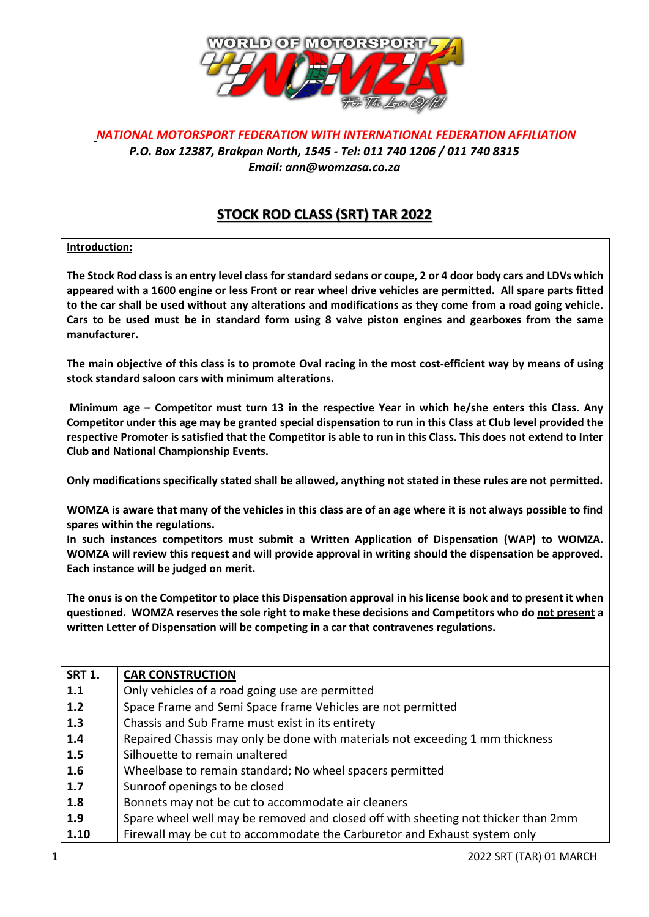*NATIONAL MOTORSPORT FEDERATION WITH INTERNATIONAL FEDERATION AFFILIATION*

***P.O. Box 12387, Brakpan North, 1545 - Tel: 011 740 1206 / 011 740 8315***

***Email: ann@womzasa.co.za***

# STOCK ROD CLASS (SRT) TAR 2022

**Introduction:**

**The Stock Rod class is an entry level class for standard sedans or coupe, 2 or 4 door body cars and LDVs which appeared with a 1600 engine or less Front or rear wheel drive vehicles are permitted. All spare parts fitted to the car shall be used without any alterations and modifications as they come from a road going vehicle. Cars to be used must be in standard form using 8 valve piston engines and gearboxes from the same manufacturer.**

**The main objective of this class is to promote Oval racing in the most cost-efficient way by means of using stock standard saloon cars with minimum alterations.**

**Minimum age – Competitor must turn 13 in the respective Year in which he/she enters this Class. Any Competitor under this age may be granted special dispensation to run in this Class at Club level provided the respective Promoter is satisfied that the Competitor is able to run in this Class. This does not extend to Inter Club and National Championship Events.**

**Only modifications specifically stated shall be allowed, anything not stated in these rules are not permitted.**

**WOMZA is aware that many of the vehicles in this class are of an age where it is not always possible to find spares within the regulations.**

**In such instances competitors must submit a Written Application of Dispensation (WAP) to WOMZA. WOMZA will review this request and will provide approval in writing should the dispensation be approved. Each instance will be judged on merit.**

**The onus is on the Competitor to place this Dispensation approval in his license book and to present it when questioned. WOMZA reserves the sole right to make these decisions and Competitors who do not present a written Letter of Dispensation will be competing in a car that contravenes regulations.**

| **SRT 1.** | **CAR CONSTRUCTION** |
|---|---|
| **1.1** | Only vehicles of a road going use are permitted |
| **1.2** | Space Frame and Semi Space frame Vehicles are not permitted |
| **1.3** | Chassis and Sub Frame must exist in its entirety |
| **1.4** | Repaired Chassis may only be done with materials not exceeding 1 mm thickness |
| **1.5** | Silhouette to remain unaltered |
| **1.6** | Wheelbase to remain standard; No wheel spacers permitted |
| **1.7** | Sunroof openings to be closed |
| **1.8** | Bonnets may not be cut to accommodate air cleaners |
| **1.9** | Spare wheel well may be removed and closed off with sheeting not thicker than 2mm |
| **1.10** | Firewall may be cut to accommodate the Carburetor and Exhaust system only |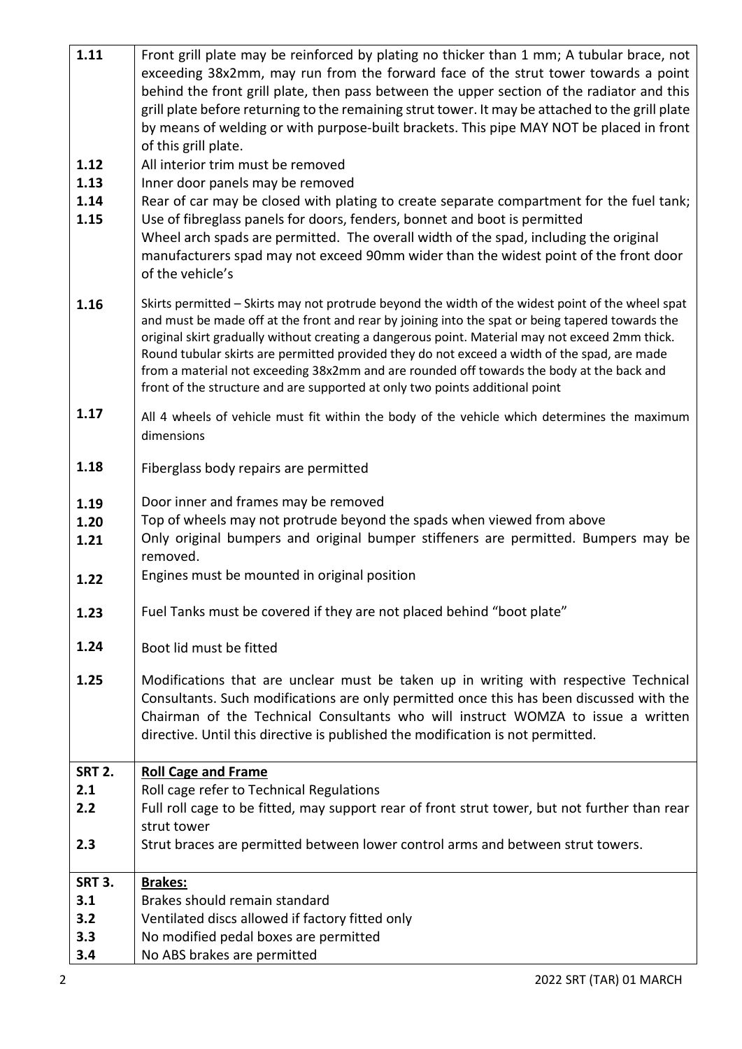| | |
|---|---|
| **1.11** | Front grill plate may be reinforced by plating no thicker than 1 mm; A tubular brace, not exceeding 38x2mm, may run from the forward face of the strut tower towards a point behind the front grill plate, then pass between the upper section of the radiator and this grill plate before returning to the remaining strut tower. It may be attached to the grill plate by means of welding or with purpose-built brackets. This pipe MAY NOT be placed in front of this grill plate. |
| **1.12** | All interior trim must be removed |
| **1.13** | Inner door panels may be removed |
| **1.14** | Rear of car may be closed with plating to create separate compartment for the fuel tank; |
| **1.15** | Use of fibreglass panels for doors, fenders, bonnet and boot is permitted<br>Wheel arch spads are permitted. The overall width of the spad, including the original manufacturers spad may not exceed 90mm wider than the widest point of the front door of the vehicle's |
| **1.16** | Skirts permitted – Skirts may not protrude beyond the width of the widest point of the wheel spat and must be made off at the front and rear by joining into the spat or being tapered towards the original skirt gradually without creating a dangerous point. Material may not exceed 2mm thick. Round tubular skirts are permitted provided they do not exceed a width of the spad, are made from a material not exceeding 38x2mm and are rounded off towards the body at the back and front of the structure and are supported at only two points additional point |
| **1.17** | All 4 wheels of vehicle must fit within the body of the vehicle which determines the maximum dimensions |
| **1.18** | Fiberglass body repairs are permitted |
| **1.19** | Door inner and frames may be removed |
| **1.20** | Top of wheels may not protrude beyond the spads when viewed from above |
| **1.21** | Only original bumpers and original bumper stiffeners are permitted. Bumpers may be removed. |
| **1.22** | Engines must be mounted in original position |
| **1.23** | Fuel Tanks must be covered if they are not placed behind "boot plate" |
| **1.24** | Boot lid must be fitted |
| **1.25** | Modifications that are unclear must be taken up in writing with respective Technical Consultants. Such modifications are only permitted once this has been discussed with the Chairman of the Technical Consultants who will instruct WOMZA to issue a written directive. Until this directive is published the modification is not permitted. |
| **SRT 2.** | **Roll Cage and Frame** |
| **2.1** | Roll cage refer to Technical Regulations |
| **2.2** | Full roll cage to be fitted, may support rear of front strut tower, but not further than rear strut tower |
| **2.3** | Strut braces are permitted between lower control arms and between strut towers. |
| **SRT 3.** | **Brakes:** |
| **3.1** | Brakes should remain standard |
| **3.2** | Ventilated discs allowed if factory fitted only |
| **3.3** | No modified pedal boxes are permitted |
| **3.4** | No ABS brakes are permitted |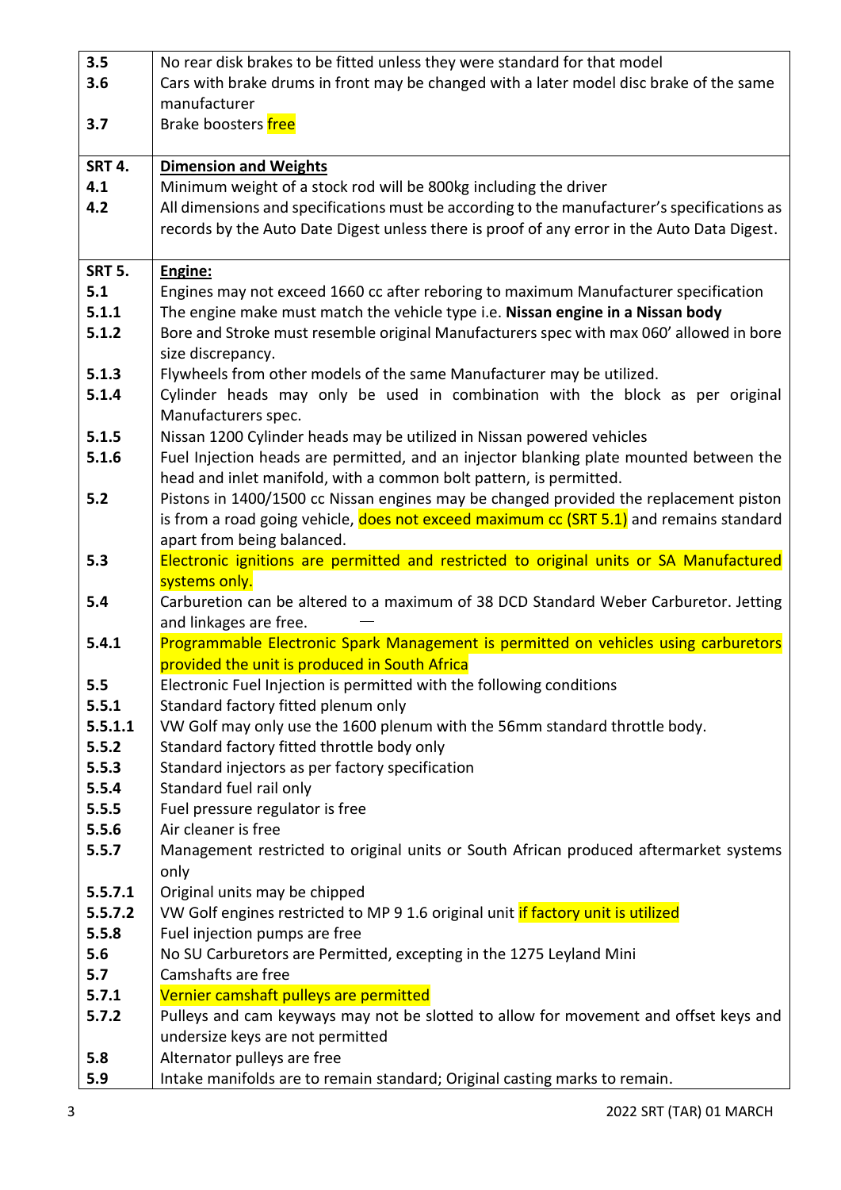| | |
|---|---|
| 3.5 | No rear disk brakes to be fitted unless they were standard for that model |
| 3.6 | Cars with brake drums in front may be changed with a later model disc brake of the same manufacturer |
| 3.7 | Brake boosters free |
| **SRT 4.** | **Dimension and Weights** |
| 4.1 | Minimum weight of a stock rod will be 800kg including the driver |
| 4.2 | All dimensions and specifications must be according to the manufacturer's specifications as records by the Auto Date Digest unless there is proof of any error in the Auto Data Digest. |
| **SRT 5.** | **Engine:** |
| 5.1 | Engines may not exceed 1660 cc after reboring to maximum Manufacturer specification |
| 5.1.1 | The engine make must match the vehicle type i.e. **Nissan engine in a Nissan body** |
| 5.1.2 | Bore and Stroke must resemble original Manufacturers spec with max 060' allowed in bore size discrepancy. |
| 5.1.3 | Flywheels from other models of the same Manufacturer may be utilized. |
| 5.1.4 | Cylinder heads may only be used in combination with the block as per original Manufacturers spec. |
| 5.1.5 | Nissan 1200 Cylinder heads may be utilized in Nissan powered vehicles |
| 5.1.6 | Fuel Injection heads are permitted, and an injector blanking plate mounted between the head and inlet manifold, with a common bolt pattern, is permitted. |
| 5.2 | Pistons in 1400/1500 cc Nissan engines may be changed provided the replacement piston is from a road going vehicle, does not exceed maximum cc (SRT 5.1) and remains standard apart from being balanced. |
| 5.3 | Electronic ignitions are permitted and restricted to original units or SA Manufactured systems only. |
| 5.4 | Carburetion can be altered to a maximum of 38 DCD Standard Weber Carburetor. Jetting and linkages are free. |
| 5.4.1 | Programmable Electronic Spark Management is permitted on vehicles using carburetors provided the unit is produced in South Africa |
| 5.5 | Electronic Fuel Injection is permitted with the following conditions |
| 5.5.1 | Standard factory fitted plenum only |
| 5.5.1.1 | VW Golf may only use the 1600 plenum with the 56mm standard throttle body. |
| 5.5.2 | Standard factory fitted throttle body only |
| 5.5.3 | Standard injectors as per factory specification |
| 5.5.4 | Standard fuel rail only |
| 5.5.5 | Fuel pressure regulator is free |
| 5.5.6 | Air cleaner is free |
| 5.5.7 | Management restricted to original units or South African produced aftermarket systems only |
| 5.5.7.1 | Original units may be chipped |
| 5.5.7.2 | VW Golf engines restricted to MP 9 1.6 original unit if factory unit is utilized |
| 5.5.8 | Fuel injection pumps are free |
| 5.6 | No SU Carburetors are Permitted, excepting in the 1275 Leyland Mini |
| 5.7 | Camshafts are free |
| 5.7.1 | Vernier camshaft pulleys are permitted |
| 5.7.2 | Pulleys and cam keyways may not be slotted to allow for movement and offset keys and undersize keys are not permitted |
| 5.8 | Alternator pulleys are free |
| 5.9 | Intake manifolds are to remain standard; Original casting marks to remain. |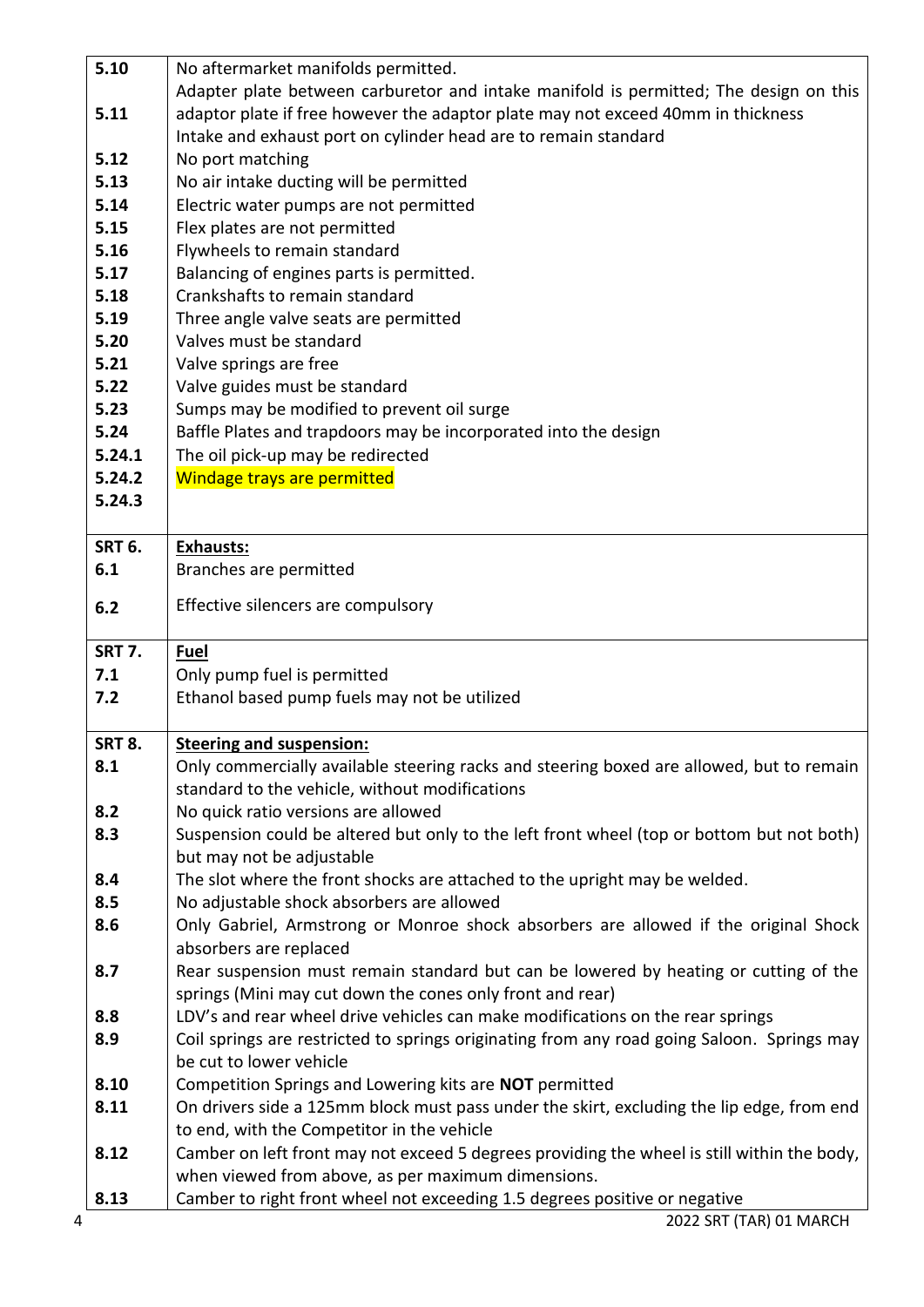| | |
|---|---|
| 5.10 | No aftermarket manifolds permitted. |
| 5.11 | Adapter plate between carburetor and intake manifold is permitted; The design on this adaptor plate if free however the adaptor plate may not exceed 40mm in thickness |
| | Intake and exhaust port on cylinder head are to remain standard |
| 5.12 | No port matching |
| 5.13 | No air intake ducting will be permitted |
| 5.14 | Electric water pumps are not permitted |
| 5.15 | Flex plates are not permitted |
| 5.16 | Flywheels to remain standard |
| 5.17 | Balancing of engines parts is permitted. |
| 5.18 | Crankshafts to remain standard |
| 5.19 | Three angle valve seats are permitted |
| 5.20 | Valves must be standard |
| 5.21 | Valve springs are free |
| 5.22 | Valve guides must be standard |
| 5.23 | Sumps may be modified to prevent oil surge |
| 5.24 | Baffle Plates and trapdoors may be incorporated into the design |
| 5.24.1 | The oil pick-up may be redirected |
| 5.24.2 | Windage trays are permitted |
| 5.24.3 | |
| **SRT 6.** | **Exhausts:** |
| 6.1 | Branches are permitted |
| 6.2 | Effective silencers are compulsory |
| **SRT 7.** | **Fuel** |
| 7.1 | Only pump fuel is permitted |
| 7.2 | Ethanol based pump fuels may not be utilized |
| **SRT 8.** | **Steering and suspension:** |
| 8.1 | Only commercially available steering racks and steering boxed are allowed, but to remain standard to the vehicle, without modifications |
| 8.2 | No quick ratio versions are allowed |
| 8.3 | Suspension could be altered but only to the left front wheel (top or bottom but not both) but may not be adjustable |
| 8.4 | The slot where the front shocks are attached to the upright may be welded. |
| 8.5 | No adjustable shock absorbers are allowed |
| 8.6 | Only Gabriel, Armstrong or Monroe shock absorbers are allowed if the original Shock absorbers are replaced |
| 8.7 | Rear suspension must remain standard but can be lowered by heating or cutting of the springs (Mini may cut down the cones only front and rear) |
| 8.8 | LDV's and rear wheel drive vehicles can make modifications on the rear springs |
| 8.9 | Coil springs are restricted to springs originating from any road going Saloon. Springs may be cut to lower vehicle |
| 8.10 | Competition Springs and Lowering kits are **NOT** permitted |
| 8.11 | On drivers side a 125mm block must pass under the skirt, excluding the lip edge, from end to end, with the Competitor in the vehicle |
| 8.12 | Camber on left front may not exceed 5 degrees providing the wheel is still within the body, when viewed from above, as per maximum dimensions. |
| 8.13 | Camber to right front wheel not exceeding 1.5 degrees positive or negative |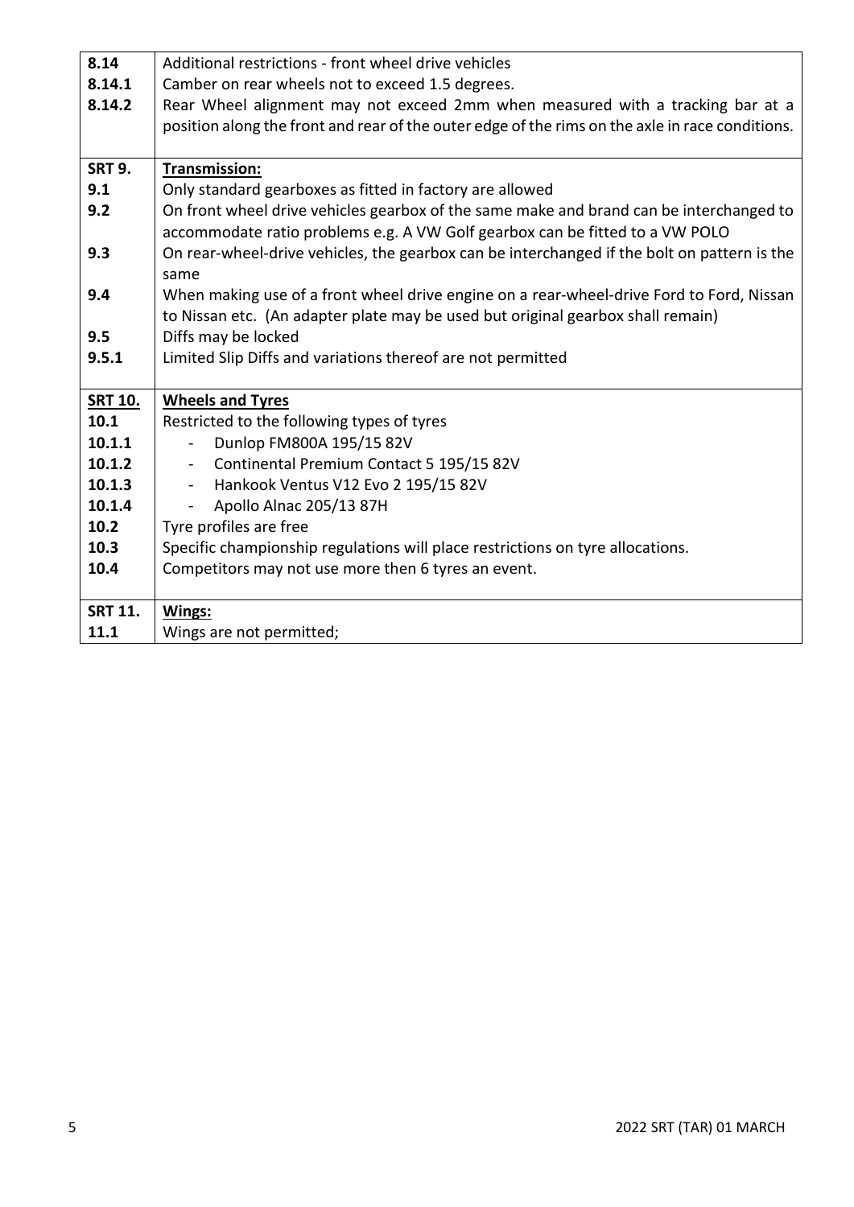| | |
|---|---|
| **8.14** | Additional restrictions - front wheel drive vehicles |
| **8.14.1** | Camber on rear wheels not to exceed 1.5 degrees. |
| **8.14.2** | Rear Wheel alignment may not exceed 2mm when measured with a tracking bar at a position along the front and rear of the outer edge of the rims on the axle in race conditions. |
| **SRT 9.** | **Transmission:** |
| **9.1** | Only standard gearboxes as fitted in factory are allowed |
| **9.2** | On front wheel drive vehicles gearbox of the same make and brand can be interchanged to accommodate ratio problems e.g. A VW Golf gearbox can be fitted to a VW POLO |
| **9.3** | On rear-wheel-drive vehicles, the gearbox can be interchanged if the bolt on pattern is the same |
| **9.4** | When making use of a front wheel drive engine on a rear-wheel-drive Ford to Ford, Nissan to Nissan etc. (An adapter plate may be used but original gearbox shall remain) |
| **9.5** | Diffs may be locked |
| **9.5.1** | Limited Slip Diffs and variations thereof are not permitted |
| **SRT 10.** | **Wheels and Tyres** |
| **10.1** | Restricted to the following types of tyres |
| **10.1.1** | - Dunlop FM800A 195/15 82V |
| **10.1.2** | - Continental Premium Contact 5 195/15 82V |
| **10.1.3** | - Hankook Ventus V12 Evo 2 195/15 82V |
| **10.1.4** | - Apollo Alnac 205/13 87H |
| **10.2** | Tyre profiles are free |
| **10.3** | Specific championship regulations will place restrictions on tyre allocations. |
| **10.4** | Competitors may not use more then 6 tyres an event. |
| **SRT 11.** | **Wings:** |
| **11.1** | Wings are not permitted; |